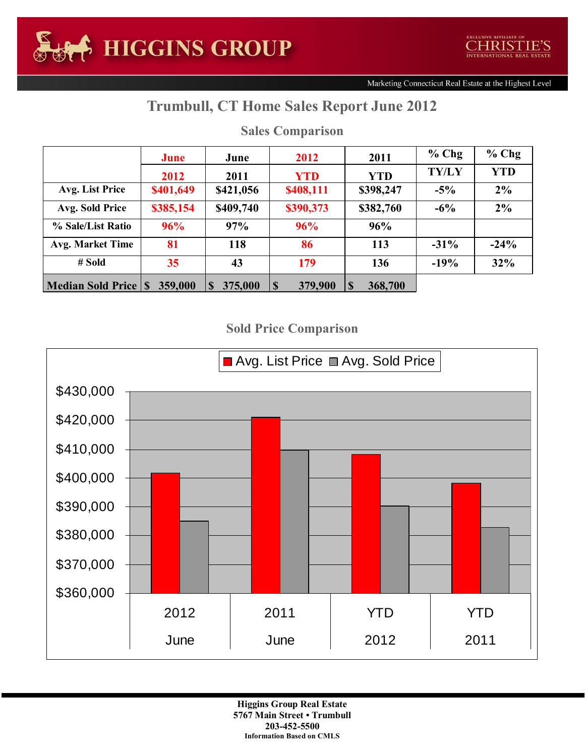HIGGINS GROUP

EXCLUSIVE AFFILIATE OF CHRISTIE'S INTERNATIONAL REAL ESTATE

Marketing Connecticut Real Estate at the Highest Level

# Trumbull, CT Home Sales Report June 2012

## Sales Comparison

| | June 2012 | June 2011 | 2012 YTD | 2011 YTD | % Chg TY/LY | % Chg YTD |
|---|---|---|---|---|---|---|
| Avg. List Price | $401,649 | $421,056 | $408,111 | $398,247 | -5% | 2% |
| Avg. Sold Price | $385,154 | $409,740 | $390,373 | $382,760 | -6% | 2% |
| % Sale/List Ratio | 96% | 97% | 96% | 96% | | |
| Avg. Market Time | 81 | 118 | 86 | 113 | -31% | -24% |
| # Sold | 35 | 43 | 179 | 136 | -19% | 32% |
| Median Sold Price | $ 359,000 | $ 375,000 | $ 379,900 | $ 368,700 | | |

## Sold Price Comparison

Avg. List Price
Avg. Sold Price

$430,000
$420,000
$410,000
$400,000
$390,000
$380,000
$370,000
$360,000

2012 June
2011 June
YTD 2012
YTD 2011

**Higgins Group Real Estate**
**5767 Main Street • Trumbull**
**203-452-5500**
**Information Based on CMLS**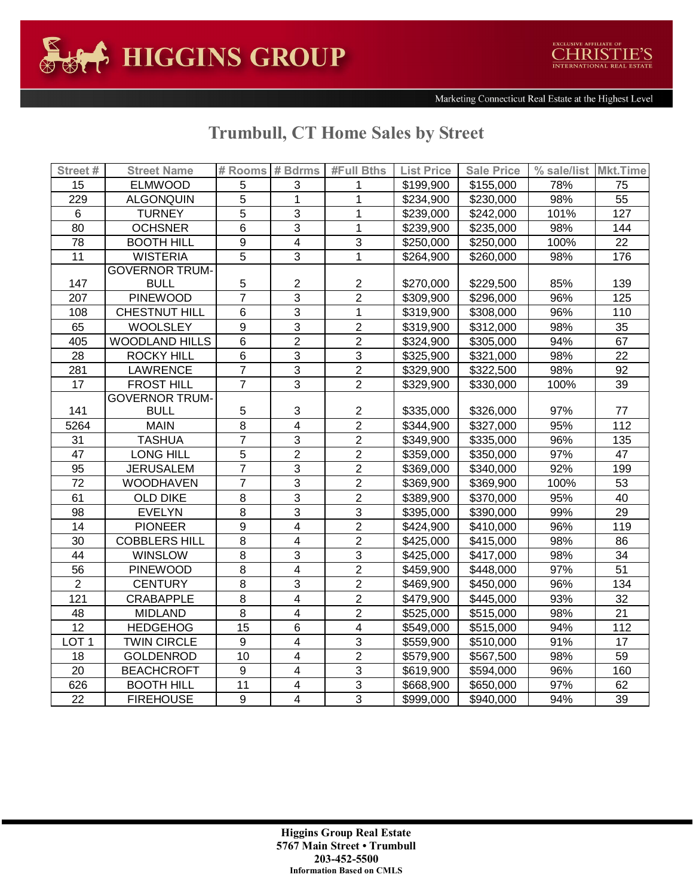# Trumbull, CT Home Sales by Street

| Street # | Street Name | # Rooms | # Bdrms | #Full Bths | List Price | Sale Price | % sale/list | Mkt.Time |
|---|---|---|---|---|---|---|---|---|
| 15 | ELMWOOD | 5 | 3 | 1 | $199,900 | $155,000 | 78% | 75 |
| 229 | ALGONQUIN | 5 | 1 | 1 | $234,900 | $230,000 | 98% | 55 |
| 6 | TURNEY | 5 | 3 | 1 | $239,000 | $242,000 | 101% | 127 |
| 80 | OCHSNER | 6 | 3 | 1 | $239,900 | $235,000 | 98% | 144 |
| 78 | BOOTH HILL | 9 | 4 | 3 | $250,000 | $250,000 | 100% | 22 |
| 11 | WISTERIA | 5 | 3 | 1 | $264,900 | $260,000 | 98% | 176 |
| 147 | GOVERNOR TRUM-BULL | 5 | 2 | 2 | $270,000 | $229,500 | 85% | 139 |
| 207 | PINEWOOD | 7 | 3 | 2 | $309,900 | $296,000 | 96% | 125 |
| 108 | CHESTNUT HILL | 6 | 3 | 1 | $319,900 | $308,000 | 96% | 110 |
| 65 | WOOLSLEY | 9 | 3 | 2 | $319,900 | $312,000 | 98% | 35 |
| 405 | WOODLAND HILLS | 6 | 2 | 2 | $324,900 | $305,000 | 94% | 67 |
| 28 | ROCKY HILL | 6 | 3 | 3 | $325,900 | $321,000 | 98% | 22 |
| 281 | LAWRENCE | 7 | 3 | 2 | $329,900 | $322,500 | 98% | 92 |
| 17 | FROST HILL | 7 | 3 | 2 | $329,900 | $330,000 | 100% | 39 |
| 141 | GOVERNOR TRUM-BULL | 5 | 3 | 2 | $335,000 | $326,000 | 97% | 77 |
| 5264 | MAIN | 8 | 4 | 2 | $344,900 | $327,000 | 95% | 112 |
| 31 | TASHUA | 7 | 3 | 2 | $349,900 | $335,000 | 96% | 135 |
| 47 | LONG HILL | 5 | 2 | 2 | $359,000 | $350,000 | 97% | 47 |
| 95 | JERUSALEM | 7 | 3 | 2 | $369,000 | $340,000 | 92% | 199 |
| 72 | WOODHAVEN | 7 | 3 | 2 | $369,900 | $369,900 | 100% | 53 |
| 61 | OLD DIKE | 8 | 3 | 2 | $389,900 | $370,000 | 95% | 40 |
| 98 | EVELYN | 8 | 3 | 3 | $395,000 | $390,000 | 99% | 29 |
| 14 | PIONEER | 9 | 4 | 2 | $424,900 | $410,000 | 96% | 119 |
| 30 | COBBLERS HILL | 8 | 4 | 2 | $425,000 | $415,000 | 98% | 86 |
| 44 | WINSLOW | 8 | 3 | 3 | $425,000 | $417,000 | 98% | 34 |
| 56 | PINEWOOD | 8 | 4 | 2 | $459,900 | $448,000 | 97% | 51 |
| 2 | CENTURY | 8 | 3 | 2 | $469,900 | $450,000 | 96% | 134 |
| 121 | CRABAPPLE | 8 | 4 | 2 | $479,900 | $445,000 | 93% | 32 |
| 48 | MIDLAND | 8 | 4 | 2 | $525,000 | $515,000 | 98% | 21 |
| 12 | HEDGEHOG | 15 | 6 | 4 | $549,000 | $515,000 | 94% | 112 |
| LOT 1 | TWIN CIRCLE | 9 | 4 | 3 | $559,900 | $510,000 | 91% | 17 |
| 18 | GOLDENROD | 10 | 4 | 2 | $579,900 | $567,500 | 98% | 59 |
| 20 | BEACHCROFT | 9 | 4 | 3 | $619,900 | $594,000 | 96% | 160 |
| 626 | BOOTH HILL | 11 | 4 | 3 | $668,900 | $650,000 | 97% | 62 |
| 22 | FIREHOUSE | 9 | 4 | 3 | $999,000 | $940,000 | 94% | 39 |

**Higgins Group Real Estate**
**5767 Main Street • Trumbull**
**203-452-5500**
**Information Based on CMLS**